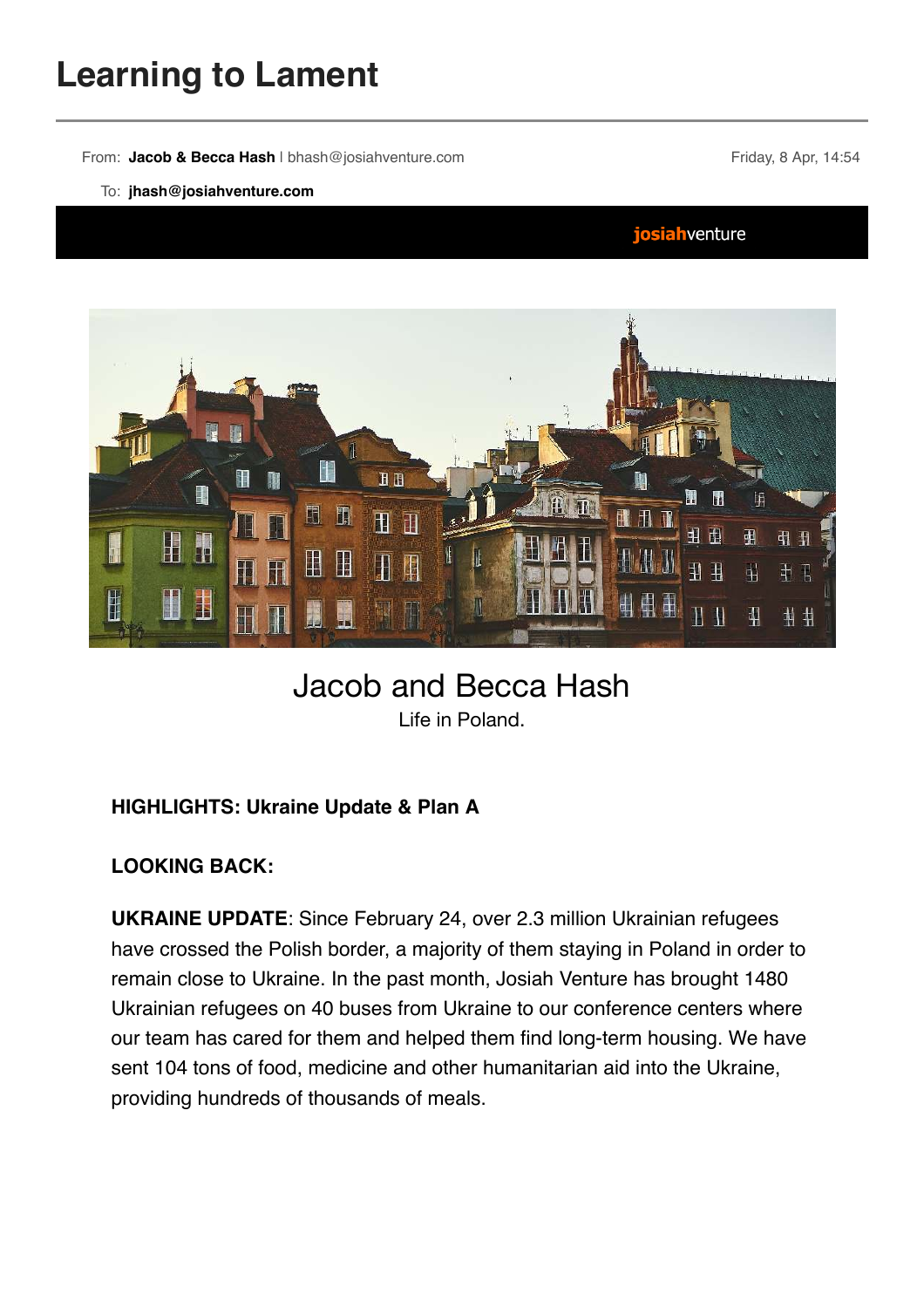# Learning to Lament

From: **Jacob & Becca Hash** | bhash@josiahventure.com

Friday, 8 Apr, 14:54

To: **jhash@josiahventure.com**

josiahventure

## Jacob and Becca Hash

Life in Poland.

**HIGHLIGHTS: Ukraine Update & Plan A**

**LOOKING BACK:**

**UKRAINE UPDATE**: Since February 24, over 2.3 million Ukrainian refugees have crossed the Polish border, a majority of them staying in Poland in order to remain close to Ukraine. In the past month, Josiah Venture has brought 1480 Ukrainian refugees on 40 buses from Ukraine to our conference centers where our team has cared for them and helped them find long-term housing. We have sent 104 tons of food, medicine and other humanitarian aid into the Ukraine, providing hundreds of thousands of meals.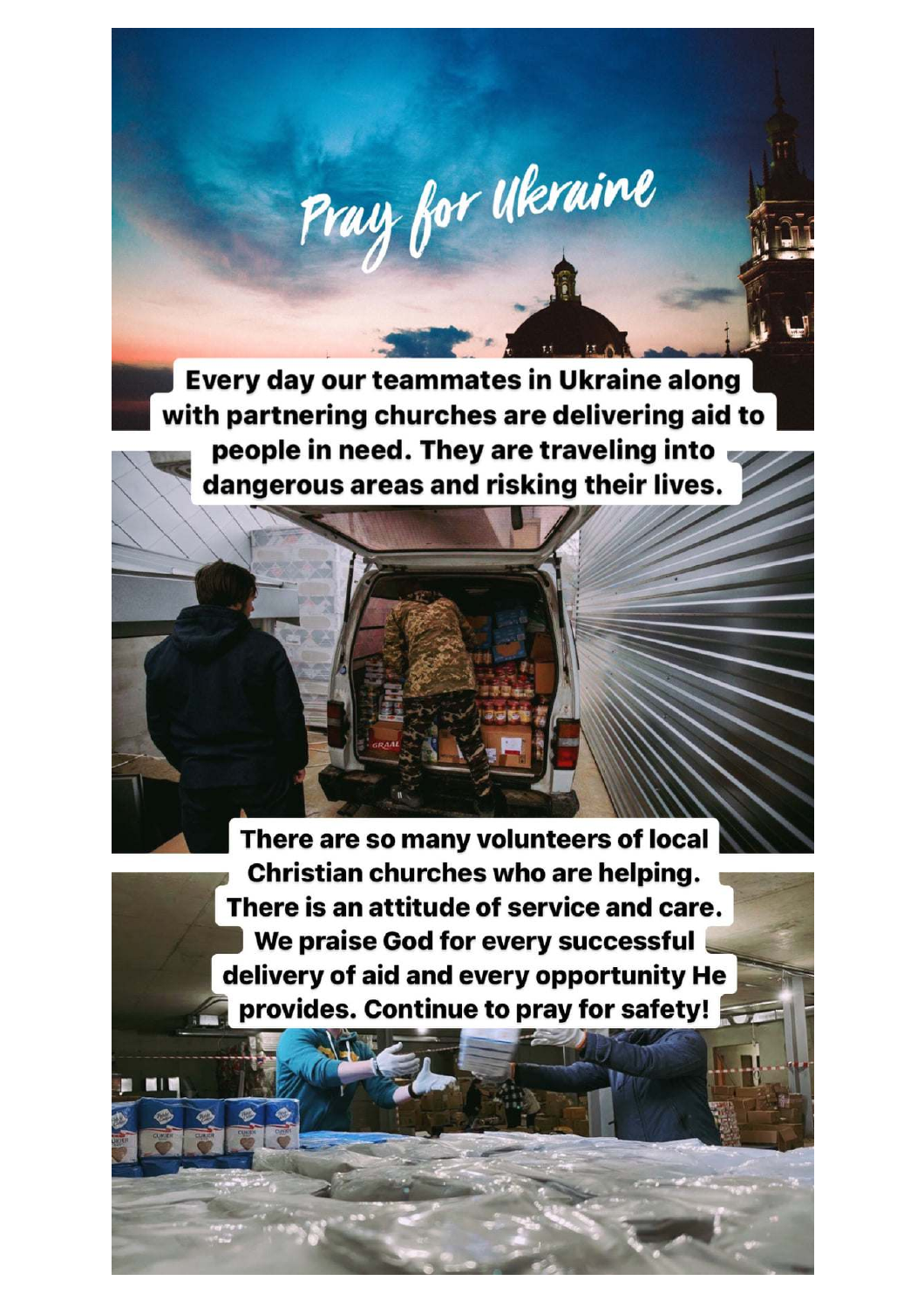# Pray for Ukraine

**Every day our teammates in Ukraine along with partnering churches are delivering aid to people in need. They are traveling into dangerous areas and risking their lives.**

**There are so many volunteers of local Christian churches who are helping. There is an attitude of service and care. We praise God for every successful delivery of aid and every opportunity He provides. Continue to pray for safety!**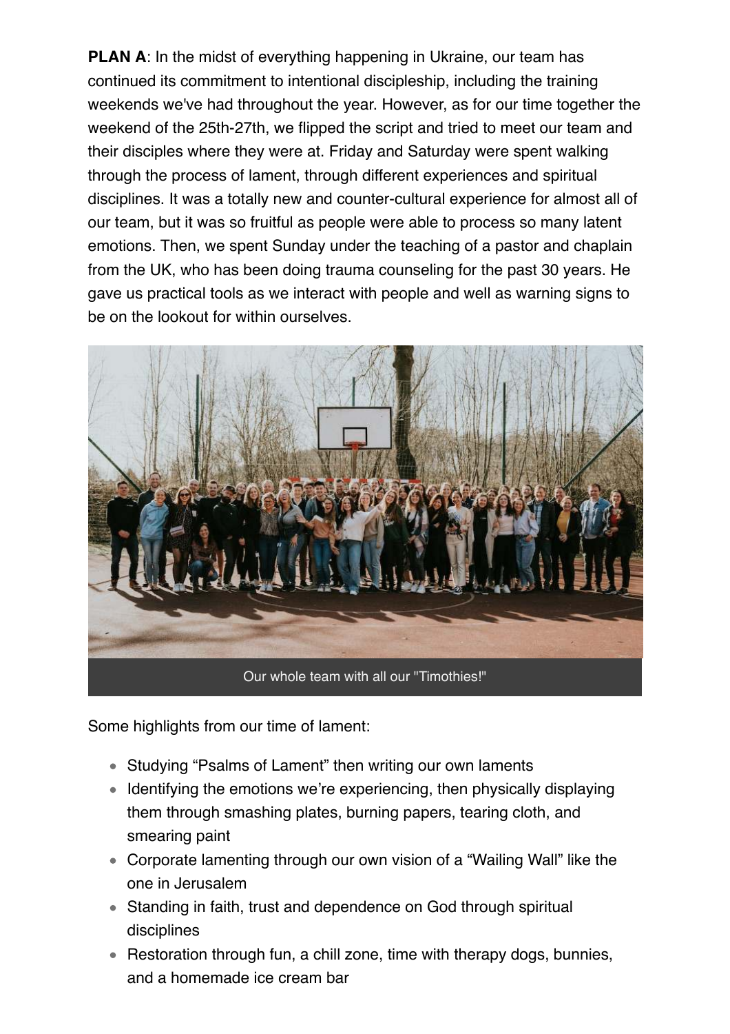**PLAN A**: In the midst of everything happening in Ukraine, our team has continued its commitment to intentional discipleship, including the training weekends we've had throughout the year. However, as for our time together the weekend of the 25th-27th, we flipped the script and tried to meet our team and their disciples where they were at. Friday and Saturday were spent walking through the process of lament, through different experiences and spiritual disciplines. It was a totally new and counter-cultural experience for almost all of our team, but it was so fruitful as people were able to process so many latent emotions. Then, we spent Sunday under the teaching of a pastor and chaplain from the UK, who has been doing trauma counseling for the past 30 years. He gave us practical tools as we interact with people and well as warning signs to be on the lookout for within ourselves.

Our whole team with all our "Timothies!"

Some highlights from our time of lament:

- Studying "Psalms of Lament" then writing our own laments
- Identifying the emotions we're experiencing, then physically displaying them through smashing plates, burning papers, tearing cloth, and smearing paint
- Corporate lamenting through our own vision of a "Wailing Wall" like the one in Jerusalem
- Standing in faith, trust and dependence on God through spiritual disciplines
- Restoration through fun, a chill zone, time with therapy dogs, bunnies, and a homemade ice cream bar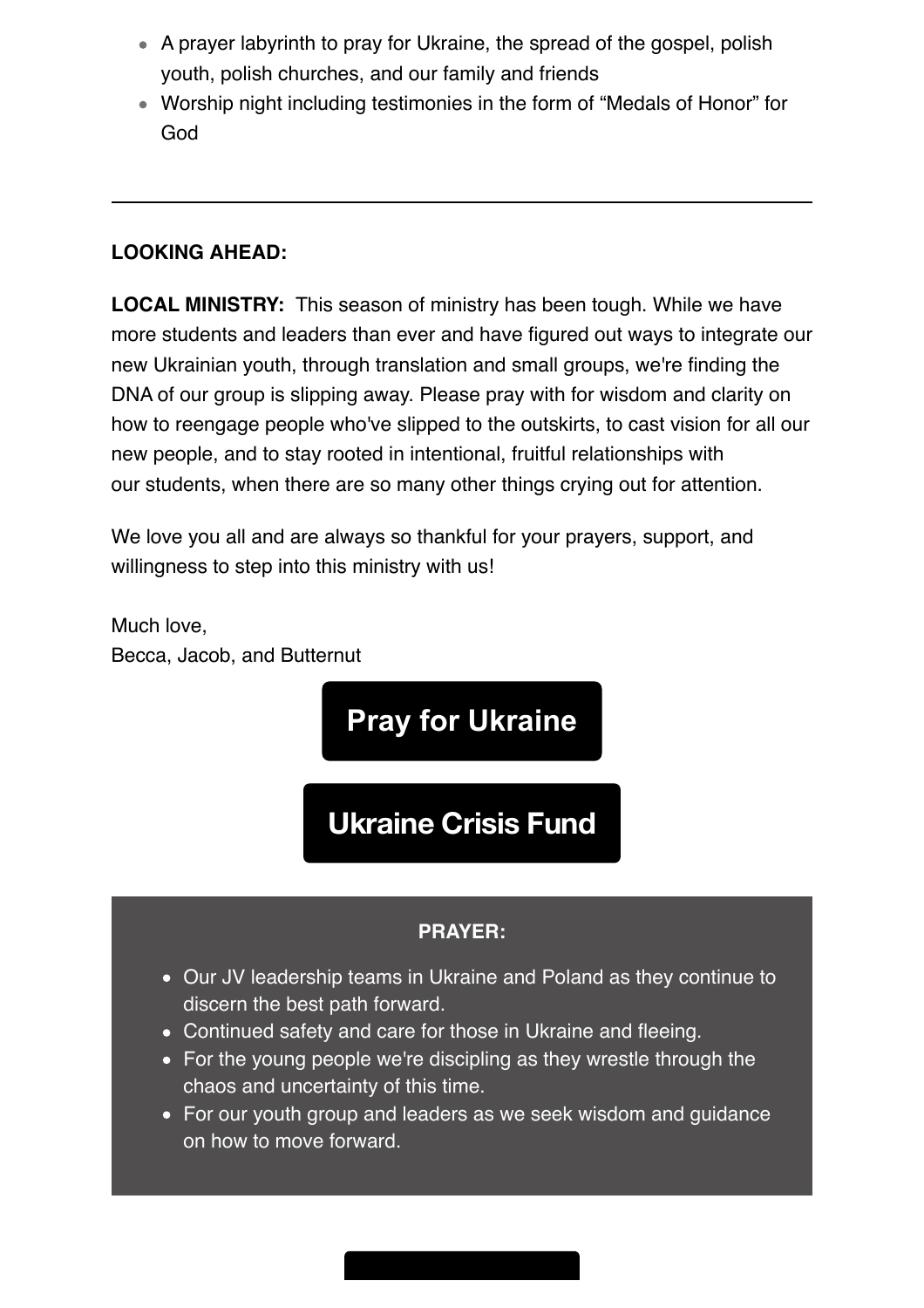- A prayer labyrinth to pray for Ukraine, the spread of the gospel, polish youth, polish churches, and our family and friends
- Worship night including testimonies in the form of “Medals of Honor” for God

---

**LOOKING AHEAD:**

**LOCAL MINISTRY:** This season of ministry has been tough. While we have more students and leaders than ever and have figured out ways to integrate our new Ukrainian youth, through translation and small groups, we're finding the DNA of our group is slipping away. Please pray with for wisdom and clarity on how to reengage people who've slipped to the outskirts, to cast vision for all our new people, and to stay rooted in intentional, fruitful relationships with our students, when there are so many other things crying out for attention.

We love you all and are always so thankful for your prayers, support, and willingness to step into this ministry with us!

Much love,
Becca, Jacob, and Butternut

**Pray for Ukraine**

**Ukraine Crisis Fund**

**PRAYER:**

- Our JV leadership teams in Ukraine and Poland as they continue to discern the best path forward.
- Continued safety and care for those in Ukraine and fleeing.
- For the young people we're discipling as they wrestle through the chaos and uncertainty of this time.
- For our youth group and leaders as we seek wisdom and guidance on how to move forward.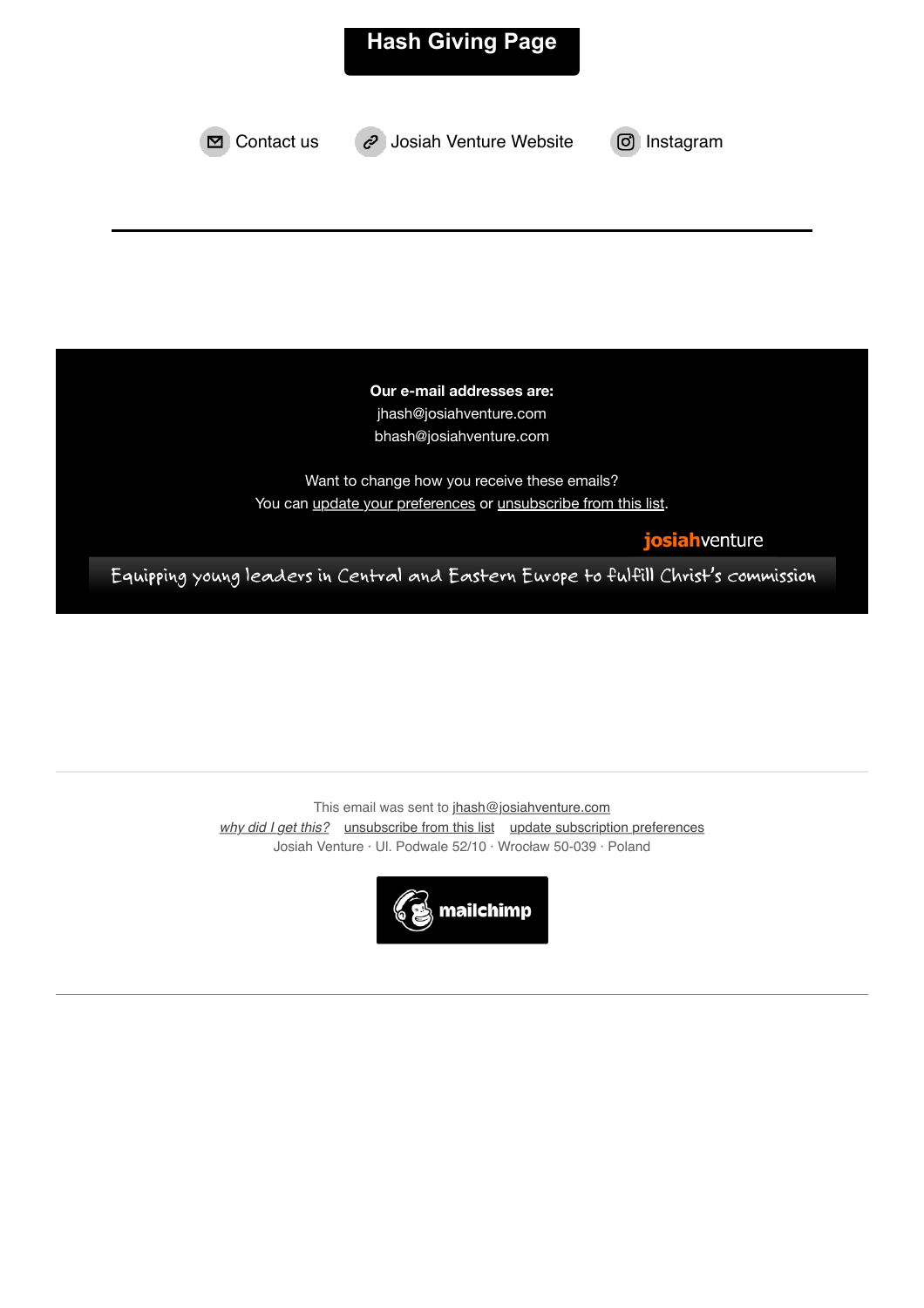**Hash Giving Page**

Contact us     Josiah Venture Website     Instagram

---

**Our e-mail addresses are:**
jhash@josiahventure.com
bhash@josiahventure.com

Want to change how you receive these emails?
You can update your preferences or unsubscribe from this list.

josiahventure

Equipping young leaders in Central and Eastern Europe to fulfill Christ's commission

---

This email was sent to jhash@josiahventure.com
*why did I get this?*    unsubscribe from this list    update subscription preferences
Josiah Venture · Ul. Podwale 52/10 · Wrocław 50-039 · Poland

mailchimp